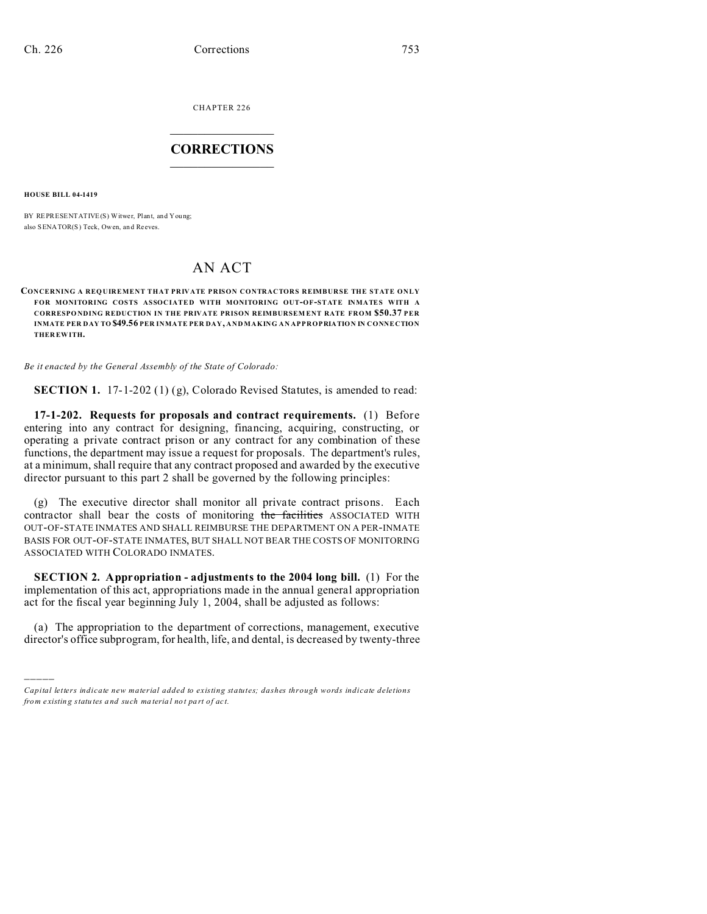CHAPTER 226

# CORRECTIONS

**HOUSE BILL 04-1419**

BY REPRESENTATIVE(S) Witwer, Plant, and Young;
also SENATOR(S) Teck, Owen, and Reeves.

# AN ACT

**CONCERNING A REQUIREMENT THAT PRIVATE PRISON CONTRACTORS REIMBURSE THE STATE ONLY FOR MONITORING COSTS ASSOCIATED WITH MONITORING OUT-OF-STATE INMATES WITH A CORRESPONDING REDUCTION IN THE PRIVATE PRISON REIMBURSEMENT RATE FROM $50.37 PER INMATE PER DAY TO $49.56 PER INMATE PER DAY, AND MAKING AN APPROPRIATION IN CONNECTION THEREWITH.**

*Be it enacted by the General Assembly of the State of Colorado:*

**SECTION 1.** 17-1-202 (1) (g), Colorado Revised Statutes, is amended to read:

**17-1-202. Requests for proposals and contract requirements.** (1) Before entering into any contract for designing, financing, acquiring, constructing, or operating a private contract prison or any contract for any combination of these functions, the department may issue a request for proposals. The department's rules, at a minimum, shall require that any contract proposed and awarded by the executive director pursuant to this part 2 shall be governed by the following principles:

(g) The executive director shall monitor all private contract prisons. Each contractor shall bear the costs of monitoring ~~the facilities~~ ASSOCIATED WITH OUT-OF-STATE INMATES AND SHALL REIMBURSE THE DEPARTMENT ON A PER-INMATE BASIS FOR OUT-OF-STATE INMATES, BUT SHALL NOT BEAR THE COSTS OF MONITORING ASSOCIATED WITH COLORADO INMATES.

**SECTION 2. Appropriation - adjustments to the 2004 long bill.** (1) For the implementation of this act, appropriations made in the annual general appropriation act for the fiscal year beginning July 1, 2004, shall be adjusted as follows:

(a) The appropriation to the department of corrections, management, executive director's office subprogram, for health, life, and dental, is decreased by twenty-three

_____

*Capital letters indicate new material added to existing statutes; dashes through words indicate deletions from existing statutes and such material not part of act.*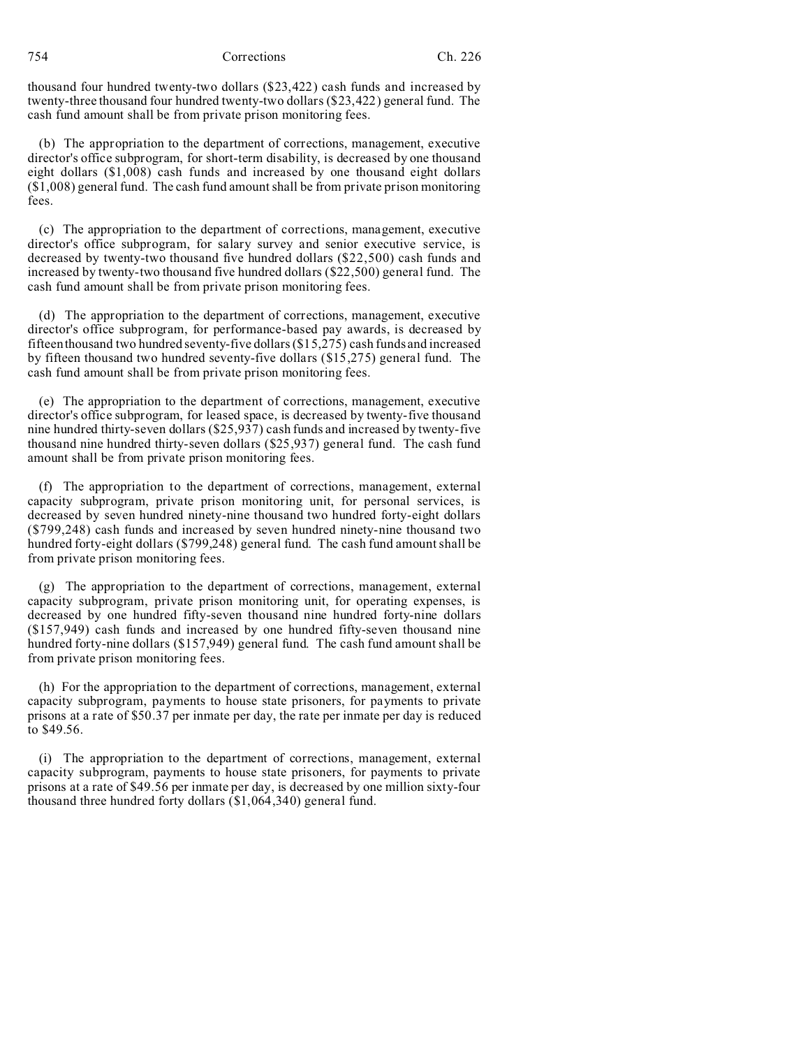thousand four hundred twenty-two dollars ($23,422) cash funds and increased by twenty-three thousand four hundred twenty-two dollars ($23,422) general fund. The cash fund amount shall be from private prison monitoring fees.

(b) The appropriation to the department of corrections, management, executive director's office subprogram, for short-term disability, is decreased by one thousand eight dollars ($1,008) cash funds and increased by one thousand eight dollars ($1,008) general fund. The cash fund amount shall be from private prison monitoring fees.

(c) The appropriation to the department of corrections, management, executive director's office subprogram, for salary survey and senior executive service, is decreased by twenty-two thousand five hundred dollars ($22,500) cash funds and increased by twenty-two thousand five hundred dollars ($22,500) general fund. The cash fund amount shall be from private prison monitoring fees.

(d) The appropriation to the department of corrections, management, executive director's office subprogram, for performance-based pay awards, is decreased by fifteen thousand two hundred seventy-five dollars ($15,275) cash funds and increased by fifteen thousand two hundred seventy-five dollars ($15,275) general fund. The cash fund amount shall be from private prison monitoring fees.

(e) The appropriation to the department of corrections, management, executive director's office subprogram, for leased space, is decreased by twenty-five thousand nine hundred thirty-seven dollars ($25,937) cash funds and increased by twenty-five thousand nine hundred thirty-seven dollars ($25,937) general fund. The cash fund amount shall be from private prison monitoring fees.

(f) The appropriation to the department of corrections, management, external capacity subprogram, private prison monitoring unit, for personal services, is decreased by seven hundred ninety-nine thousand two hundred forty-eight dollars ($799,248) cash funds and increased by seven hundred ninety-nine thousand two hundred forty-eight dollars ($799,248) general fund. The cash fund amount shall be from private prison monitoring fees.

(g) The appropriation to the department of corrections, management, external capacity subprogram, private prison monitoring unit, for operating expenses, is decreased by one hundred fifty-seven thousand nine hundred forty-nine dollars ($157,949) cash funds and increased by one hundred fifty-seven thousand nine hundred forty-nine dollars ($157,949) general fund. The cash fund amount shall be from private prison monitoring fees.

(h) For the appropriation to the department of corrections, management, external capacity subprogram, payments to house state prisoners, for payments to private prisons at a rate of $50.37 per inmate per day, the rate per inmate per day is reduced to $49.56.

(i) The appropriation to the department of corrections, management, external capacity subprogram, payments to house state prisoners, for payments to private prisons at a rate of $49.56 per inmate per day, is decreased by one million sixty-four thousand three hundred forty dollars ($1,064,340) general fund.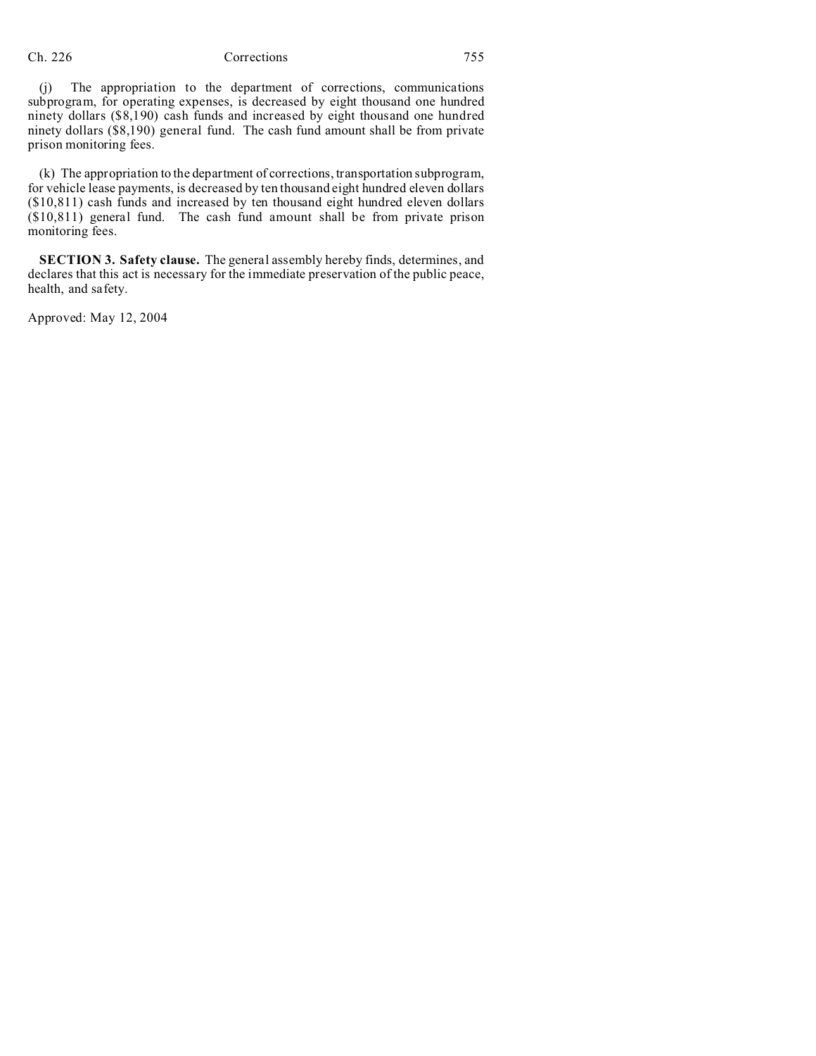(j) The appropriation to the department of corrections, communications subprogram, for operating expenses, is decreased by eight thousand one hundred ninety dollars ($8,190) cash funds and increased by eight thousand one hundred ninety dollars ($8,190) general fund. The cash fund amount shall be from private prison monitoring fees.

(k) The appropriation to the department of corrections, transportation subprogram, for vehicle lease payments, is decreased by ten thousand eight hundred eleven dollars ($10,811) cash funds and increased by ten thousand eight hundred eleven dollars ($10,811) general fund. The cash fund amount shall be from private prison monitoring fees.

**SECTION 3. Safety clause.** The general assembly hereby finds, determines, and declares that this act is necessary for the immediate preservation of the public peace, health, and safety.

Approved: May 12, 2004